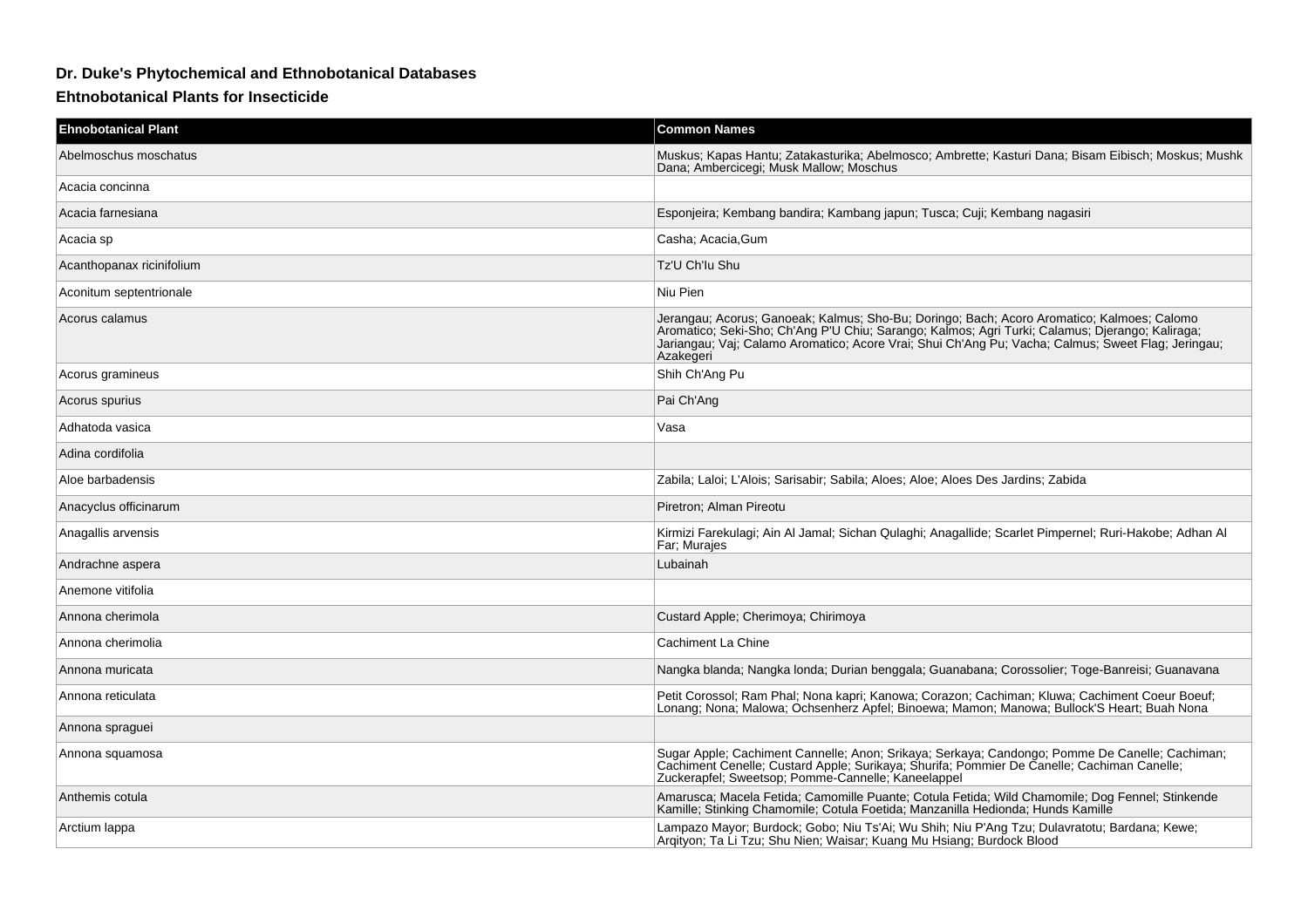## Dr. Duke's Phytochemical and Ethnobotanical Databases

### Ehtnobotanical Plants for Insecticide

| Ehnobotanical Plant | Common Names |
| --- | --- |
| Abelmoschus moschatus | Muskus; Kapas Hantu; Zatakasturika; Abelmosco; Ambrette; Kasturi Dana; Bisam Eibisch; Moskus; Mushk Dana; Ambercicegi; Musk Mallow; Moschus |
| Acacia concinna | |
| Acacia farnesiana | Esponjeira; Kembang bandira; Kambang japun; Tusca; Cuji; Kembang nagasiri |
| Acacia sp | Casha; Acacia,Gum |
| Acanthopanax ricinifolium | Tz'U Ch'Iu Shu |
| Aconitum septentrionale | Niu Pien |
| Acorus calamus | Jerangau; Acorus; Ganoeak; Kalmus; Sho-Bu; Doringo; Bach; Acoro Aromatico; Kalmoes; Calomo Aromatico; Seki-Sho; Ch'Ang P'U Chiu; Sarango; Kalmos; Agri Turki; Calamus; Djerango; Kaliraga; Jariangau; Vaj; Calamo Aromatico; Acore Vrai; Shui Ch'Ang Pu; Vacha; Calmus; Sweet Flag; Jeringau; Azakegeri |
| Acorus gramineus | Shih Ch'Ang Pu |
| Acorus spurius | Pai Ch'Ang |
| Adhatoda vasica | Vasa |
| Adina cordifolia | |
| Aloe barbadensis | Zabila; Laloi; L'Alois; Sarisabir; Sabila; Aloes; Aloe; Aloes Des Jardins; Zabida |
| Anacyclus officinarum | Piretron; Alman Pireotu |
| Anagallis arvensis | Kirmizi Farekulagi; Ain Al Jamal; Sichan Qulaghi; Anagallide; Scarlet Pimpernel; Ruri-Hakobe; Adhan Al Far; Murajes |
| Andrachne aspera | Lubainah |
| Anemone vitifolia | |
| Annona cherimola | Custard Apple; Cherimoya; Chirimoya |
| Annona cherimolia | Cachiment La Chine |
| Annona muricata | Nangka blanda; Nangka londa; Durian benggala; Guanabana; Corossolier; Toge-Banreisi; Guanavana |
| Annona reticulata | Petit Corossol; Ram Phal; Nona kapri; Kanowa; Corazon; Cachiman; Kluwa; Cachiment Coeur Boeuf; Lonang; Nona; Malowa; Ochsenherz Apfel; Binoewa; Mamon; Manowa; Bullock'S Heart; Buah Nona |
| Annona spraguei | |
| Annona squamosa | Sugar Apple; Cachiment Cannelle; Anon; Srikaya; Serkaya; Candongo; Pomme De Canelle; Cachiman; Cachiment Cenelle; Custard Apple; Surikaya; Shurifa; Pommier De Canelle; Cachiman Canelle; Zuckerapfel; Sweetsop; Pomme-Cannelle; Kaneelappel |
| Anthemis cotula | Amarusca; Macela Fetida; Camomille Puante; Cotula Fetida; Wild Chamomile; Dog Fennel; Stinkende Kamille; Stinking Chamomile; Cotula Foetida; Manzanilla Hedionda; Hunds Kamille |
| Arctium lappa | Lampazo Mayor; Burdock; Gobo; Niu Ts'Ai; Wu Shih; Niu P'Ang Tzu; Dulavratotu; Bardana; Kewe; Arqityon; Ta Li Tzu; Shu Nien; Waisar; Kuang Mu Hsiang; Burdock Blood |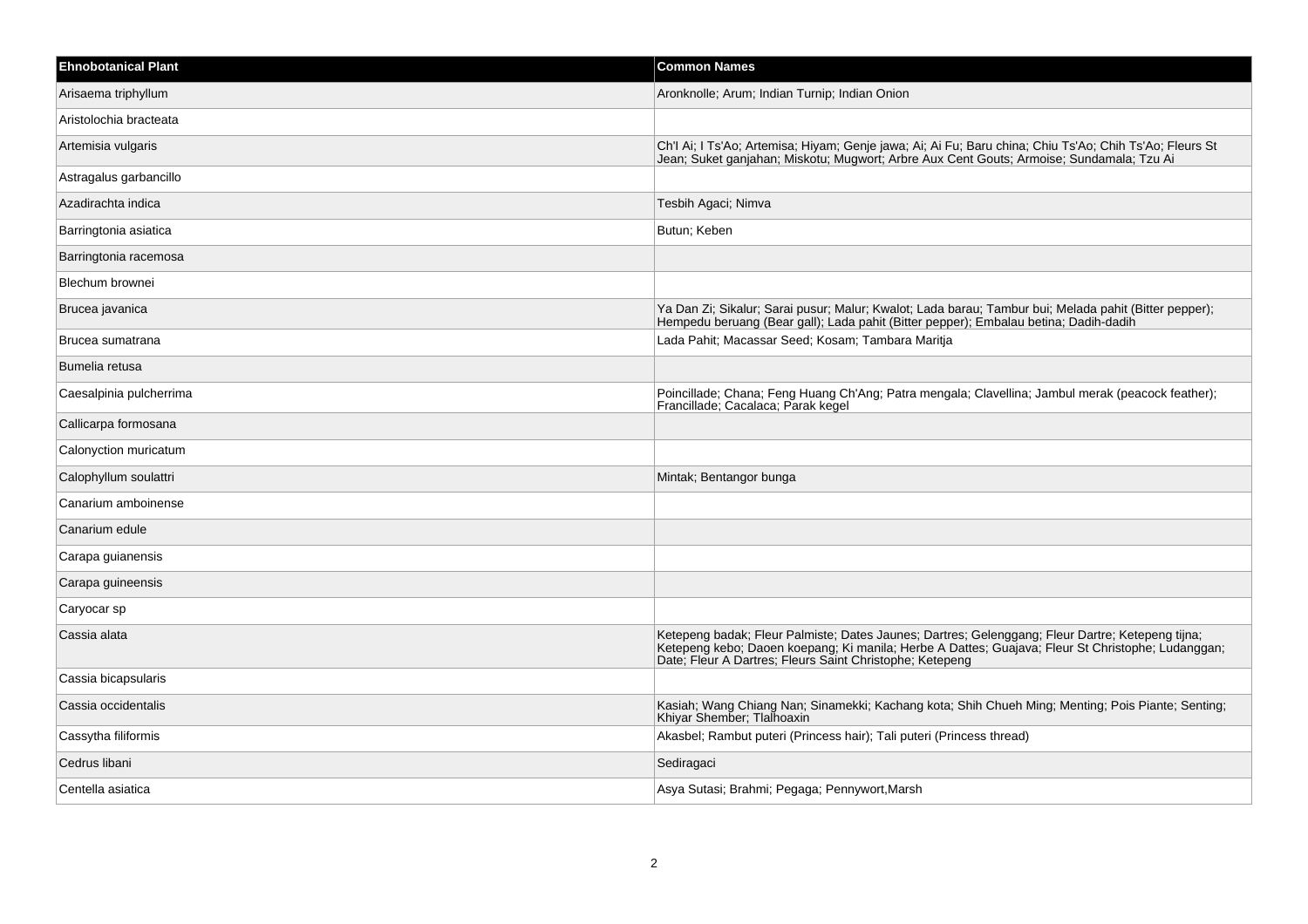| Ehnobotanical Plant | Common Names |
|---|---|
| Arisaema triphyllum | Aronknolle; Arum; Indian Turnip; Indian Onion |
| Aristolochia bracteata | |
| Artemisia vulgaris | Ch'I Ai; I Ts'Ao; Artemisa; Hiyam; Genje jawa; Ai; Ai Fu; Baru china; Chiu Ts'Ao; Chih Ts'Ao; Fleurs St Jean; Suket ganjahan; Miskotu; Mugwort; Arbre Aux Cent Gouts; Armoise; Sundamala; Tzu Ai |
| Astragalus garbancillo | |
| Azadirachta indica | Tesbih Agaci; Nimva |
| Barringtonia asiatica | Butun; Keben |
| Barringtonia racemosa | |
| Blechum brownei | |
| Brucea javanica | Ya Dan Zi; Sikalur; Sarai pusur; Malur; Kwalot; Lada barau; Tambur bui; Melada pahit (Bitter pepper); Hempedu beruang (Bear gall); Lada pahit (Bitter pepper); Embalau betina; Dadih-dadih |
| Brucea sumatrana | Lada Pahit; Macassar Seed; Kosam; Tambara Maritja |
| Bumelia retusa | |
| Caesalpinia pulcherrima | Poincillade; Chana; Feng Huang Ch'Ang; Patra mengala; Clavellina; Jambul merak (peacock feather); Francillade; Cacalaca; Parak kegel |
| Callicarpa formosana | |
| Calonyction muricatum | |
| Calophyllum soulattri | Mintak; Bentangor bunga |
| Canarium amboinense | |
| Canarium edule | |
| Carapa guianensis | |
| Carapa guineensis | |
| Caryocar sp | |
| Cassia alata | Ketepeng badak; Fleur Palmiste; Dates Jaunes; Dartres; Gelenggang; Fleur Dartre; Ketepeng tijna; Ketepeng kebo; Daoen koepang; Ki manila; Herbe A Dattes; Guajava; Fleur St Christophe; Ludanggan; Date; Fleur A Dartres; Fleurs Saint Christophe; Ketepeng |
| Cassia bicapsularis | |
| Cassia occidentalis | Kasiah; Wang Chiang Nan; Sinamekki; Kachang kota; Shih Chueh Ming; Menting; Pois Piante; Senting; Khiyar Shember; Tlalhoaxin |
| Cassytha filiformis | Akasbel; Rambut puteri (Princess hair); Tali puteri (Princess thread) |
| Cedrus libani | Sediragaci |
| Centella asiatica | Asya Sutasi; Brahmi; Pegaga; Pennywort,Marsh |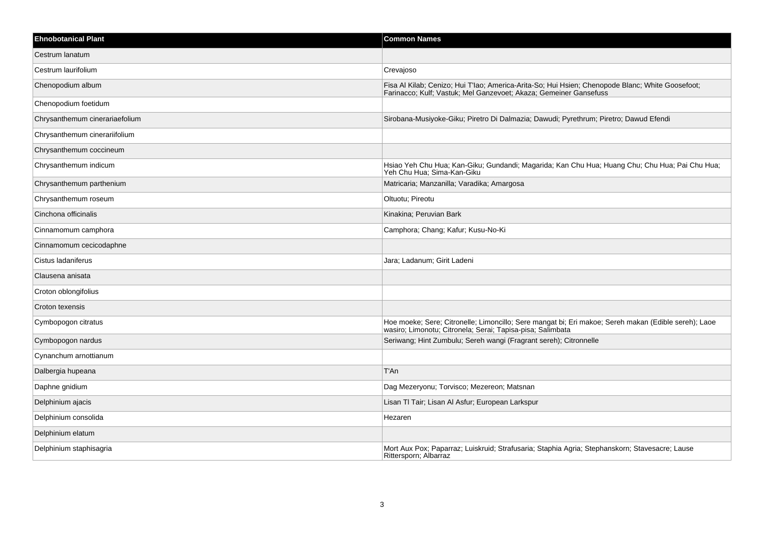| Ehnobotanical Plant | Common Names |
| --- | --- |
| Cestrum lanatum | |
| Cestrum laurifolium | Crevajoso |
| Chenopodium album | Fisa Al Kilab; Cenizo; Hui T'Iao; America-Arita-So; Hui Hsien; Chenopode Blanc; White Goosefoot; Farinacco; Kulf; Vastuk; Mel Ganzevoet; Akaza; Gemeiner Gansefuss |
| Chenopodium foetidum | |
| Chrysanthemum cinerariaefolium | Sirobana-Musiyoke-Giku; Piretro Di Dalmazia; Dawudi; Pyrethrum; Piretro; Dawud Efendi |
| Chrysanthemum cinerariifolium | |
| Chrysanthemum coccineum | |
| Chrysanthemum indicum | Hsiao Yeh Chu Hua; Kan-Giku; Gundandi; Magarida; Kan Chu Hua; Huang Chu; Chu Hua; Pai Chu Hua; Yeh Chu Hua; Sima-Kan-Giku |
| Chrysanthemum parthenium | Matricaria; Manzanilla; Varadika; Amargosa |
| Chrysanthemum roseum | Oltuotu; Pireotu |
| Cinchona officinalis | Kinakina; Peruvian Bark |
| Cinnamomum camphora | Camphora; Chang; Kafur; Kusu-No-Ki |
| Cinnamomum cecicodaphne | |
| Cistus ladaniferus | Jara; Ladanum; Girit Ladeni |
| Clausena anisata | |
| Croton oblongifolius | |
| Croton texensis | |
| Cymbopogon citratus | Hoe moeke; Sere; Citronelle; Limoncillo; Sere mangat bi; Eri makoe; Sereh makan (Edible sereh); Laoe wasiro; Limonotu; Citronela; Serai; Tapisa-pisa; Salimbata |
| Cymbopogon nardus | Seriwang; Hint Zumbulu; Sereh wangi (Fragrant sereh); Citronnelle |
| Cynanchum arnottianum | |
| Dalbergia hupeana | T'An |
| Daphne gnidium | Dag Mezeryonu; Torvisco; Mezereon; Matsnan |
| Delphinium ajacis | Lisan Tl Tair; Lisan Al Asfur; European Larkspur |
| Delphinium consolida | Hezaren |
| Delphinium elatum | |
| Delphinium staphisagria | Mort Aux Pox; Paparraz; Luiskruid; Strafusaria; Staphia Agria; Stephanskorn; Stavesacre; Lause Rittersporn; Albarraz |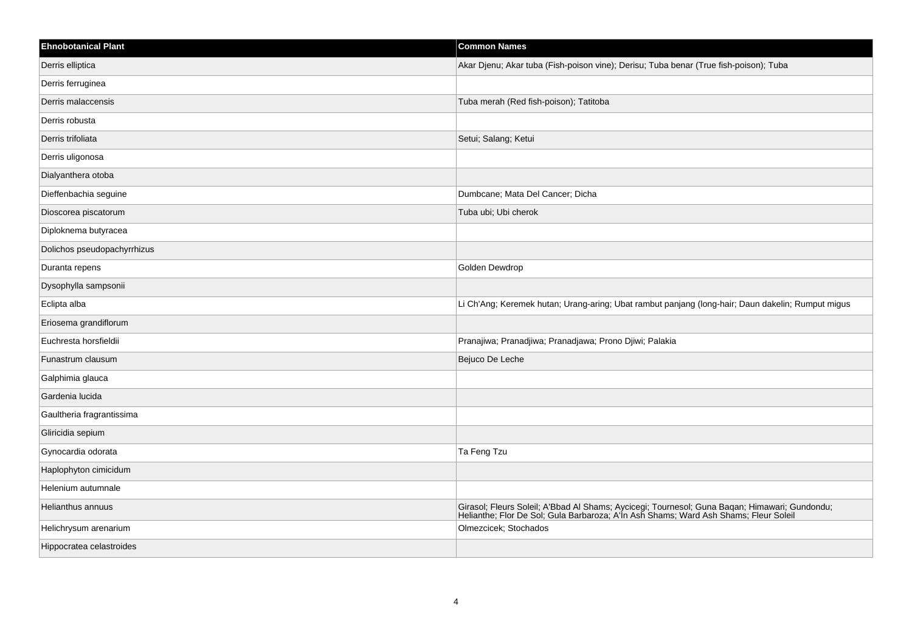| Ehnobotanical Plant | Common Names |
| --- | --- |
| Derris elliptica | Akar Djenu; Akar tuba (Fish-poison vine); Derisu; Tuba benar (True fish-poison); Tuba |
| Derris ferruginea | |
| Derris malaccensis | Tuba merah (Red fish-poison); Tatitoba |
| Derris robusta | |
| Derris trifoliata | Setui; Salang; Ketui |
| Derris uligonosa | |
| Dialyanthera otoba | |
| Dieffenbachia seguine | Dumbcane; Mata Del Cancer; Dicha |
| Dioscorea piscatorum | Tuba ubi; Ubi cherok |
| Diploknema butyracea | |
| Dolichos pseudopachyrrhizus | |
| Duranta repens | Golden Dewdrop |
| Dysophylla sampsonii | |
| Eclipta alba | Li Ch'Ang; Keremek hutan; Urang-aring; Ubat rambut panjang (long-hair; Daun dakelin; Rumput migus |
| Eriosema grandiflorum | |
| Euchresta horsfieldii | Pranajiwa; Pranadjiwa; Pranadjawa; Prono Djiwi; Palakia |
| Funastrum clausum | Bejuco De Leche |
| Galphimia glauca | |
| Gardenia lucida | |
| Gaultheria fragrantissima | |
| Gliricidia sepium | |
| Gynocardia odorata | Ta Feng Tzu |
| Haplophyton cimicidum | |
| Helenium autumnale | |
| Helianthus annuus | Girasol; Fleurs Soleil; A'Bbad Al Shams; Aycicegi; Tournesol; Guna Baqan; Himawari; Gundondu; Helianthe; Flor De Sol; Gula Barbaroza; A'In Ash Shams; Ward Ash Shams; Fleur Soleil |
| Helichrysum arenarium | Olmezcicek; Stochados |
| Hippocratea celastroides | |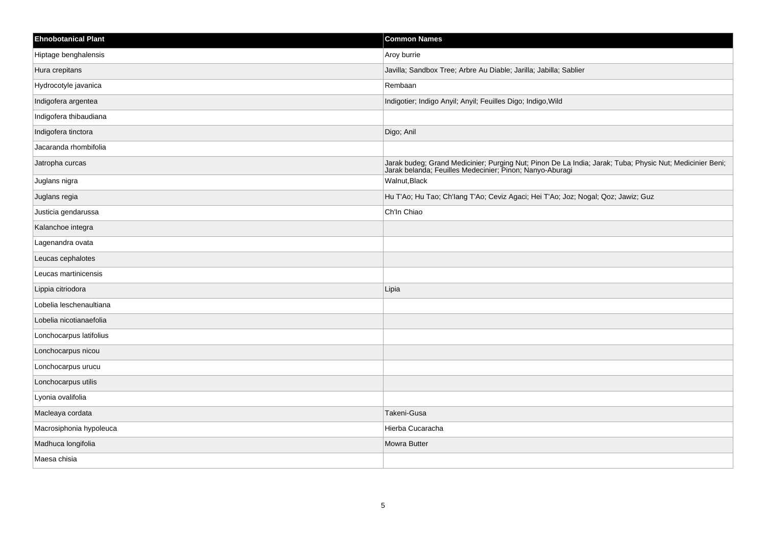| Ehnobotanical Plant | Common Names |
| --- | --- |
| Hiptage benghalensis | Aroy burrie |
| Hura crepitans | Javilla; Sandbox Tree; Arbre Au Diable; Jarilla; Jabilla; Sablier |
| Hydrocotyle javanica | Rembaan |
| Indigofera argentea | Indigotier; Indigo Anyil; Anyil; Feuilles Digo; Indigo,Wild |
| Indigofera thibaudiana | |
| Indigofera tinctora | Digo; Anil |
| Jacaranda rhombifolia | |
| Jatropha curcas | Jarak budeg; Grand Medicinier; Purging Nut; Pinon De La India; Jarak; Tuba; Physic Nut; Medicinier Beni; Jarak belanda; Feuilles Medecinier; Pinon; Nanyo-Aburagi |
| Juglans nigra | Walnut,Black |
| Juglans regia | Hu T'Ao; Hu Tao; Ch'Iang T'Ao; Ceviz Agaci; Hei T'Ao; Joz; Nogal; Qoz; Jawiz; Guz |
| Justicia gendarussa | Ch'In Chiao |
| Kalanchoe integra | |
| Lagenandra ovata | |
| Leucas cephalotes | |
| Leucas martinicensis | |
| Lippia citriodora | Lipia |
| Lobelia leschenaultiana | |
| Lobelia nicotianaefolia | |
| Lonchocarpus latifolius | |
| Lonchocarpus nicou | |
| Lonchocarpus urucu | |
| Lonchocarpus utilis | |
| Lyonia ovalifolia | |
| Macleaya cordata | Takeni-Gusa |
| Macrosiphonia hypoleuca | Hierba Cucaracha |
| Madhuca longifolia | Mowra Butter |
| Maesa chisia | |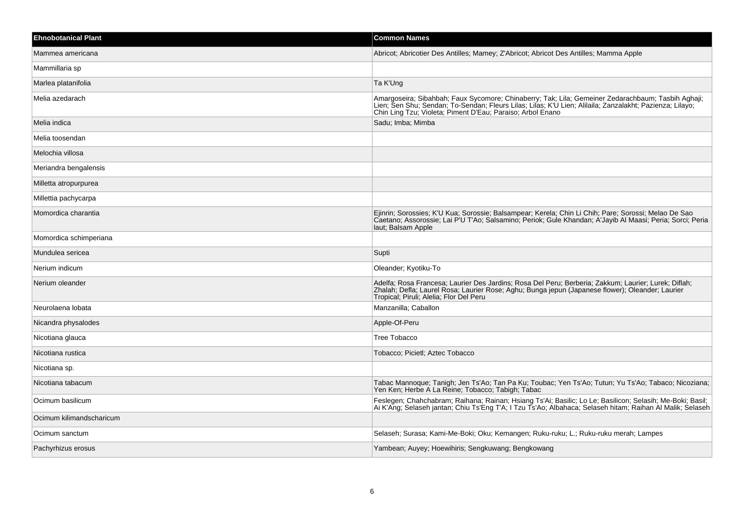| Ehnobotanical Plant | Common Names |
|---|---|
| Mammea americana | Abricot; Abricotier Des Antilles; Mamey; Z'Abricot; Abricot Des Antilles; Mamma Apple |
| Mammillaria sp | |
| Marlea platanifolia | Ta K'Ung |
| Melia azedarach | Amargoseira; Sibahbah; Faux Sycomore; Chinaberry; Tak; Lila; Gemeiner Zedarachbaum; Tasbih Aghaji; Lien; Sen Shu; Sendan; To-Sendan; Fleurs Lilas; Lilas; K'U Lien; Alilaila; Zanzalakht; Pazienza; Lilayo; Chin Ling Tzu; Violeta; Piment D'Eau; Paraiso; Arbol Enano |
| Melia indica | Sadu; Imba; Mimba |
| Melia toosendan | |
| Melochia villosa | |
| Meriandra bengalensis | |
| Milletta atropurpurea | |
| Millettia pachycarpa | |
| Momordica charantia | Ejinrin; Sorossies; K'U Kua; Sorossie; Balsampear; Kerela; Chin Li Chih; Pare; Sorossi; Melao De Sao Caetano; Assorossie; Lai P'U T'Ao; Salsamino; Periok; Gule Khandan; A'Jayib Al Maasi; Peria; Sorci; Peria laut; Balsam Apple |
| Momordica schimperiana | |
| Mundulea sericea | Supti |
| Nerium indicum | Oleander; Kyotiku-To |
| Nerium oleander | Adelfa; Rosa Francesa; Laurier Des Jardins; Rosa Del Peru; Berberia; Zakkum; Laurier; Lurek; Diflah; Zhalah; Defla; Laurel Rosa; Laurier Rose; Aghu; Bunga jepun (Japanese flower); Oleander; Laurier Tropical; Piruli; Alelia; Flor Del Peru |
| Neurolaena lobata | Manzanilla; Caballon |
| Nicandra physalodes | Apple-Of-Peru |
| Nicotiana glauca | Tree Tobacco |
| Nicotiana rustica | Tobacco; Picietl; Aztec Tobacco |
| Nicotiana sp. | |
| Nicotiana tabacum | Tabac Mannoque; Tanigh; Jen Ts'Ao; Tan Pa Ku; Toubac; Yen Ts'Ao; Tutun; Yu Ts'Ao; Tabaco; Nicoziana; Yen Ken; Herbe A La Reine; Tobacco; Tabigh; Tabac |
| Ocimum basilicum | Feslegen; Chahchabram; Raihana; Rainan; Hsiang Ts'Ai; Basilic; Lo Le; Basilicon; Selasih; Me-Boki; Basil; Ai K'Ang; Selaseh jantan; Chiu Ts'Eng T'A; I Tzu Ts'Ao; Albahaca; Selaseh hitam; Raihan Al Malik; Selaseh |
| Ocimum kilimandscharicum | |
| Ocimum sanctum | Selaseh; Surasa; Kami-Me-Boki; Oku; Kemangen; Ruku-ruku; L.; Ruku-ruku merah; Lampes |
| Pachyrhizus erosus | Yambean; Auyey; Hoewihiris; Sengkuwang; Bengkowang |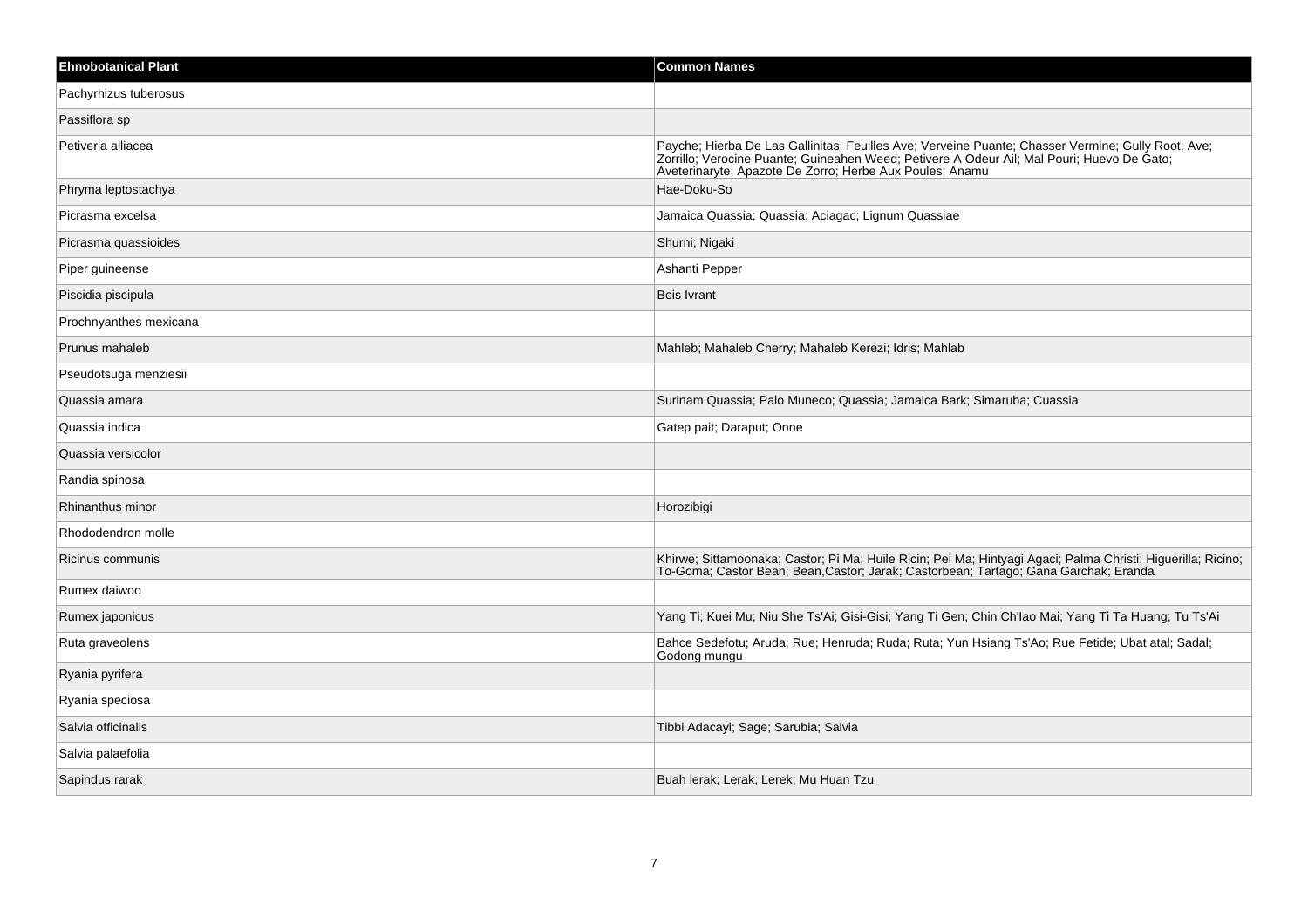| Ehnobotanical Plant | Common Names |
| --- | --- |
| Pachyrhizus tuberosus | |
| Passiflora sp | |
| Petiveria alliacea | Payche; Hierba De Las Gallinitas; Feuilles Ave; Verveine Puante; Chasser Vermine; Gully Root; Ave; Zorrillo; Verocine Puante; Guineahen Weed; Petivere A Odeur Ail; Mal Pouri; Huevo De Gato; Aveterinaryte; Apazote De Zorro; Herbe Aux Poules; Anamu |
| Phryma leptostachya | Hae-Doku-So |
| Picrasma excelsa | Jamaica Quassia; Quassia; Aciagac; Lignum Quassiae |
| Picrasma quassioides | Shurni; Nigaki |
| Piper guineense | Ashanti Pepper |
| Piscidia piscipula | Bois Ivrant |
| Prochnyanthes mexicana | |
| Prunus mahaleb | Mahleb; Mahaleb Cherry; Mahaleb Kerezi; Idris; Mahlab |
| Pseudotsuga menziesii | |
| Quassia amara | Surinam Quassia; Palo Muneco; Quassia; Jamaica Bark; Simaruba; Cuassia |
| Quassia indica | Gatep pait; Daraput; Onne |
| Quassia versicolor | |
| Randia spinosa | |
| Rhinanthus minor | Horozibigi |
| Rhododendron molle | |
| Ricinus communis | Khirwe; Sittamoonaka; Castor; Pi Ma; Huile Ricin; Pei Ma; Hintyagi Agaci; Palma Christi; Higuerilla; Ricino; To-Goma; Castor Bean; Bean,Castor; Jarak; Castorbean; Tartago; Gana Garchak; Eranda |
| Rumex daiwoo | |
| Rumex japonicus | Yang Ti; Kuei Mu; Niu She Ts'Ai; Gisi-Gisi; Yang Ti Gen; Chin Ch'Iao Mai; Yang Ti Ta Huang; Tu Ts'Ai |
| Ruta graveolens | Bahce Sedefotu; Aruda; Rue; Henruda; Ruda; Ruta; Yun Hsiang Ts'Ao; Rue Fetide; Ubat atal; Sadal; Godong mungu |
| Ryania pyrifera | |
| Ryania speciosa | |
| Salvia officinalis | Tibbi Adacayi; Sage; Sarubia; Salvia |
| Salvia palaefolia | |
| Sapindus rarak | Buah lerak; Lerak; Lerek; Mu Huan Tzu |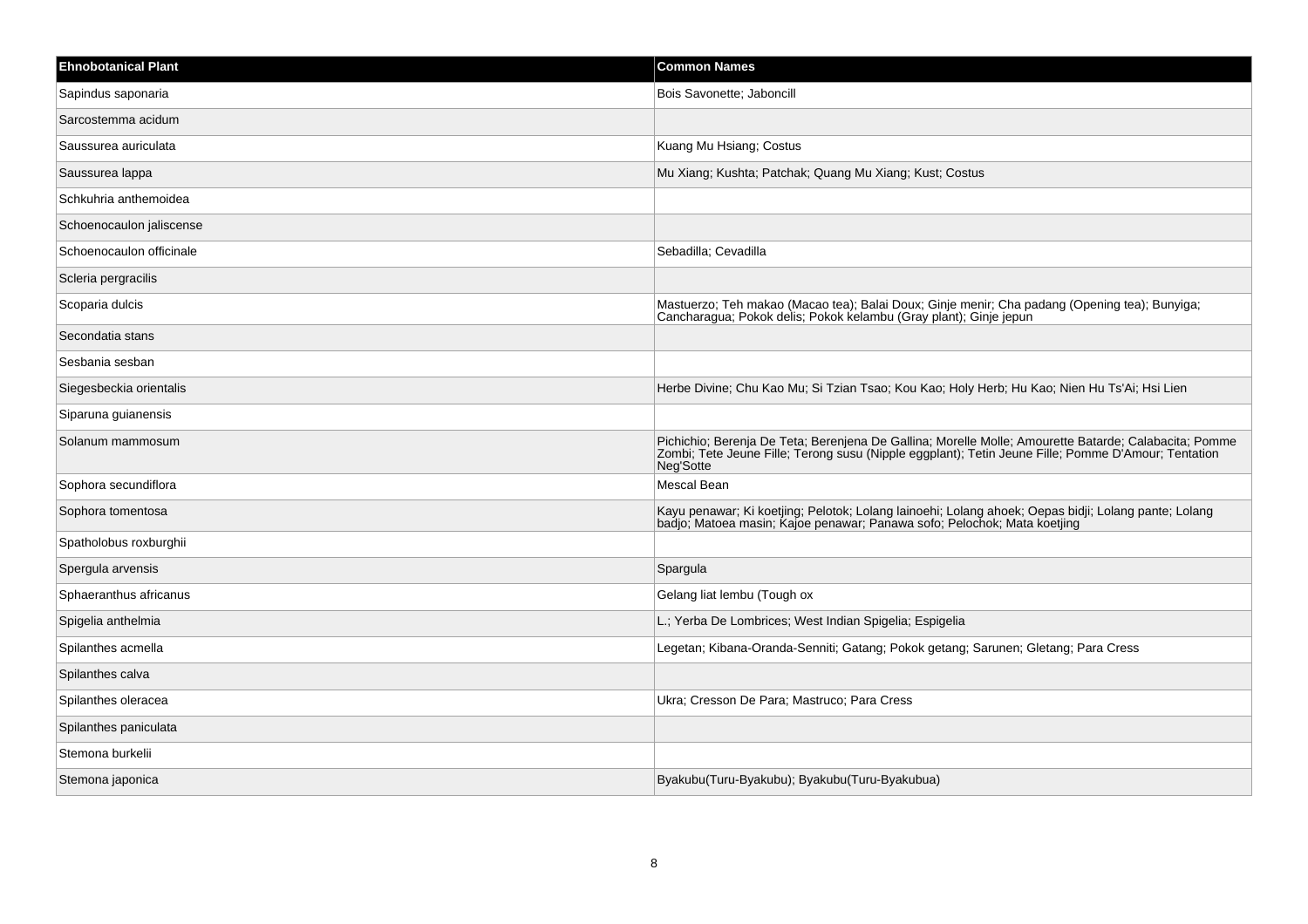| Ehnobotanical Plant | Common Names |
| --- | --- |
| Sapindus saponaria | Bois Savonette; Jaboncill |
| Sarcostemma acidum | |
| Saussurea auriculata | Kuang Mu Hsiang; Costus |
| Saussurea lappa | Mu Xiang; Kushta; Patchak; Quang Mu Xiang; Kust; Costus |
| Schkuhria anthemoidea | |
| Schoenocaulon jaliscense | |
| Schoenocaulon officinale | Sebadilla; Cevadilla |
| Scleria pergracilis | |
| Scoparia dulcis | Mastuerzo; Teh makao (Macao tea); Balai Doux; Ginje menir; Cha padang (Opening tea); Bunyiga; Cancharagua; Pokok delis; Pokok kelambu (Gray plant); Ginje jepun |
| Secondatia stans | |
| Sesbania sesban | |
| Siegesbeckia orientalis | Herbe Divine; Chu Kao Mu; Si Tzian Tsao; Kou Kao; Holy Herb; Hu Kao; Nien Hu Ts'Ai; Hsi Lien |
| Siparuna guianensis | |
| Solanum mammosum | Pichichio; Berenja De Teta; Berenjena De Gallina; Morelle Molle; Amourette Batarde; Calabacita; Pomme Zombi; Tete Jeune Fille; Terong susu (Nipple eggplant); Tetin Jeune Fille; Pomme D'Amour; Tentation Neg'Sotte |
| Sophora secundiflora | Mescal Bean |
| Sophora tomentosa | Kayu penawar; Ki koetjing; Pelotok; Lolang lainoehi; Lolang ahoek; Oepas bidji; Lolang pante; Lolang badjo; Matoea masin; Kajoe penawar; Panawa sofo; Pelochok; Mata koetjing |
| Spatholobus roxburghii | |
| Spergula arvensis | Spargula |
| Sphaeranthus africanus | Gelang liat lembu (Tough ox |
| Spigelia anthelmia | L.; Yerba De Lombrices; West Indian Spigelia; Espigelia |
| Spilanthes acmella | Legetan; Kibana-Oranda-Senniti; Gatang; Pokok getang; Sarunen; Gletang; Para Cress |
| Spilanthes calva | |
| Spilanthes oleracea | Ukra; Cresson De Para; Mastruco; Para Cress |
| Spilanthes paniculata | |
| Stemona burkelii | |
| Stemona japonica | Byakubu(Turu-Byakubu); Byakubu(Turu-Byakubua) |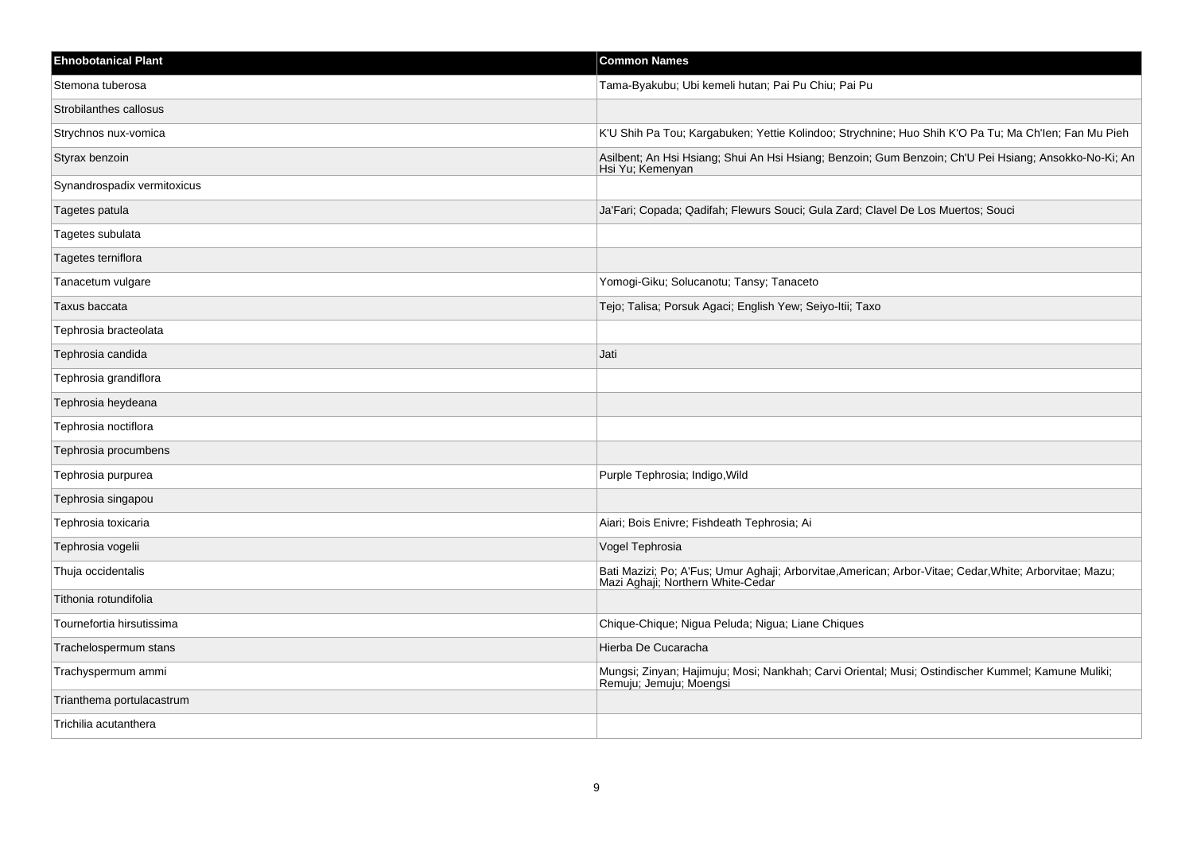| Ehnobotanical Plant | Common Names |
| --- | --- |
| Stemona tuberosa | Tama-Byakubu; Ubi kemeli hutan; Pai Pu Chiu; Pai Pu |
| Strobilanthes callosus | |
| Strychnos nux-vomica | K'U Shih Pa Tou; Kargabuken; Yettie Kolindoo; Strychnine; Huo Shih K'O Pa Tu; Ma Ch'Ien; Fan Mu Pieh |
| Styrax benzoin | Asilbent; An Hsi Hsiang; Shui An Hsi Hsiang; Benzoin; Gum Benzoin; Ch'U Pei Hsiang; Ansokko-No-Ki; An Hsi Yu; Kemenyan |
| Synandrospadix vermitoxicus | |
| Tagetes patula | Ja'Fari; Copada; Qadifah; Flewurs Souci; Gula Zard; Clavel De Los Muertos; Souci |
| Tagetes subulata | |
| Tagetes terniflora | |
| Tanacetum vulgare | Yomogi-Giku; Solucanotu; Tansy; Tanaceto |
| Taxus baccata | Tejo; Talisa; Porsuk Agaci; English Yew; Seiyo-Itii; Taxo |
| Tephrosia bracteolata | |
| Tephrosia candida | Jati |
| Tephrosia grandiflora | |
| Tephrosia heydeana | |
| Tephrosia noctiflora | |
| Tephrosia procumbens | |
| Tephrosia purpurea | Purple Tephrosia; Indigo,Wild |
| Tephrosia singapou | |
| Tephrosia toxicaria | Aiari; Bois Enivre; Fishdeath Tephrosia; Ai |
| Tephrosia vogelii | Vogel Tephrosia |
| Thuja occidentalis | Bati Mazizi; Po; A'Fus; Umur Aghaji; Arborvitae,American; Arbor-Vitae; Cedar,White; Arborvitae; Mazu; Mazi Aghaji; Northern White-Cedar |
| Tithonia rotundifolia | |
| Tournefortia hirsutissima | Chique-Chique; Nigua Peluda; Nigua; Liane Chiques |
| Trachelospermum stans | Hierba De Cucaracha |
| Trachyspermum ammi | Mungsi; Zinyan; Hajimuju; Mosi; Nankhah; Carvi Oriental; Musi; Ostindischer Kummel; Kamune Muliki; Remuju; Jemuju; Moengsi |
| Trianthema portulacastrum | |
| Trichilia acutanthera | |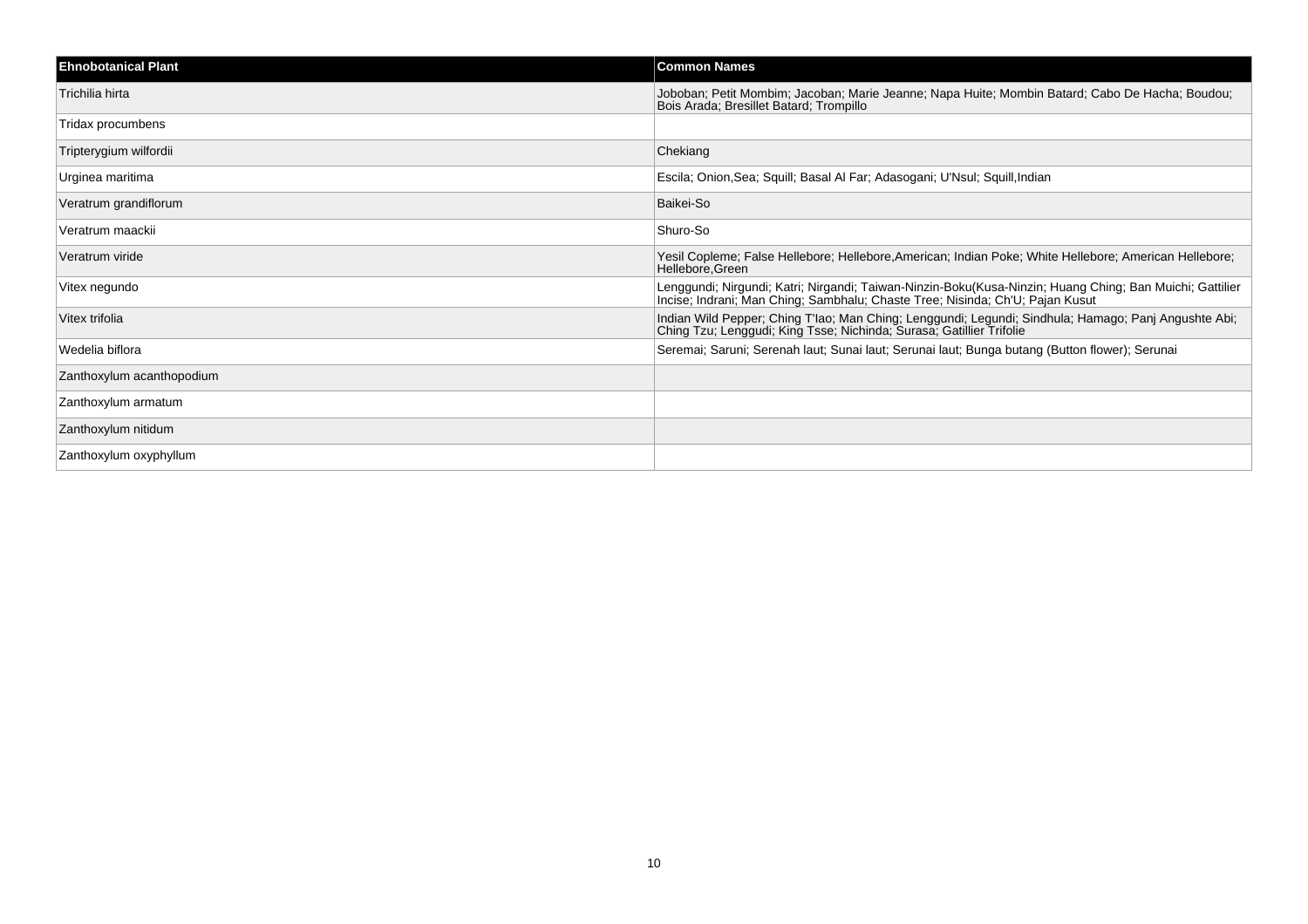| Ehnobotanical Plant | Common Names |
| --- | --- |
| Trichilia hirta | Joboban; Petit Mombim; Jacoban; Marie Jeanne; Napa Huite; Mombin Batard; Cabo De Hacha; Boudou; Bois Arada; Bresillet Batard; Trompillo |
| Tridax procumbens | |
| Tripterygium wilfordii | Chekiang |
| Urginea maritima | Escila; Onion,Sea; Squill; Basal Al Far; Adasogani; U'Nsul; Squill,Indian |
| Veratrum grandiflorum | Baikei-So |
| Veratrum maackii | Shuro-So |
| Veratrum viride | Yesil Copleme; False Hellebore; Hellebore,American; Indian Poke; White Hellebore; American Hellebore; Hellebore,Green |
| Vitex negundo | Lenggundi; Nirgundi; Katri; Nirgandi; Taiwan-Ninzin-Boku(Kusa-Ninzin; Huang Ching; Ban Muichi; Gattilier Incise; Indrani; Man Ching; Sambhalu; Chaste Tree; Nisinda; Ch'U; Pajan Kusut |
| Vitex trifolia | Indian Wild Pepper; Ching T'lao; Man Ching; Lenggundi; Legundi; Sindhula; Hamago; Panj Angushte Abi; Ching Tzu; Lenggudi; King Tsse; Nichinda; Surasa; Gatillier Trifolie |
| Wedelia biflora | Seremai; Saruni; Serenah laut; Sunai laut; Serunai laut; Bunga butang (Button flower); Serunai |
| Zanthoxylum acanthopodium | |
| Zanthoxylum armatum | |
| Zanthoxylum nitidum | |
| Zanthoxylum oxyphyllum | |